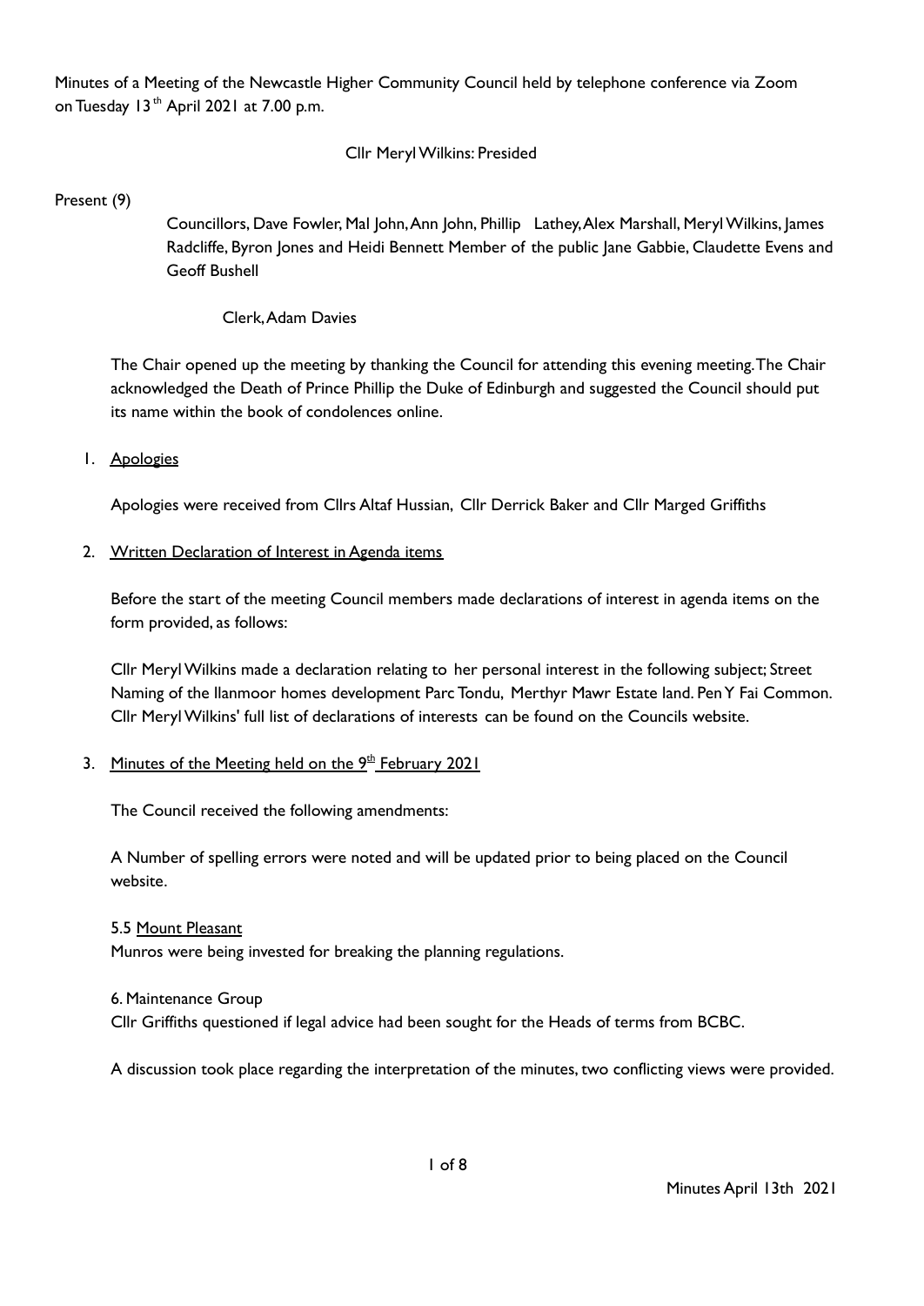Minutes of a Meeting of the Newcastle Higher Community Council held by telephone conference via Zoom on Tuesday 13th April 2021 at 7.00 p.m.

Cllr Meryl Wilkins: Presided

Present (9)

Councillors, Dave Fowler, Mal John, Ann John, Phillip Lathey, Alex Marshall, Meryl Wilkins, James Radcliffe, Byron Jones and Heidi Bennett Member of the public Jane Gabbie, Claudette Evens and Geoff Bushell

Clerk, Adam Davies

The Chair opened up the meeting by thanking the Council for attending this evening meeting. The Chair acknowledged the Death of Prince Phillip the Duke of Edinburgh and suggested the Council should put its name within the book of condolences online.

1. Apologies

Apologies were received from Cllrs Altaf Hussian, Cllr Derrick Baker and Cllr Marged Griffiths

2. Written Declaration of Interest in Agenda items

Before the start of the meeting Council members made declarations of interest in agenda items on the form provided, as follows:

Cllr Meryl Wilkins made a declaration relating to her personal interest in the following subject; Street Naming of the llanmoor homes development Parc Tondu, Merthyr Mawr Estate land. Pen Y Fai Common. Cllr Meryl Wilkins' full list of declarations of interests can be found on the Councils website.

3. Minutes of the Meeting held on the 9th February 2021

The Council received the following amendments:

A Number of spelling errors were noted and will be updated prior to being placed on the Council website.

5.5 Mount Pleasant

Munros were being invested for breaking the planning regulations.

6. Maintenance Group

Cllr Griffiths questioned if legal advice had been sought for the Heads of terms from BCBC.

A discussion took place regarding the interpretation of the minutes, two conflicting views were provided.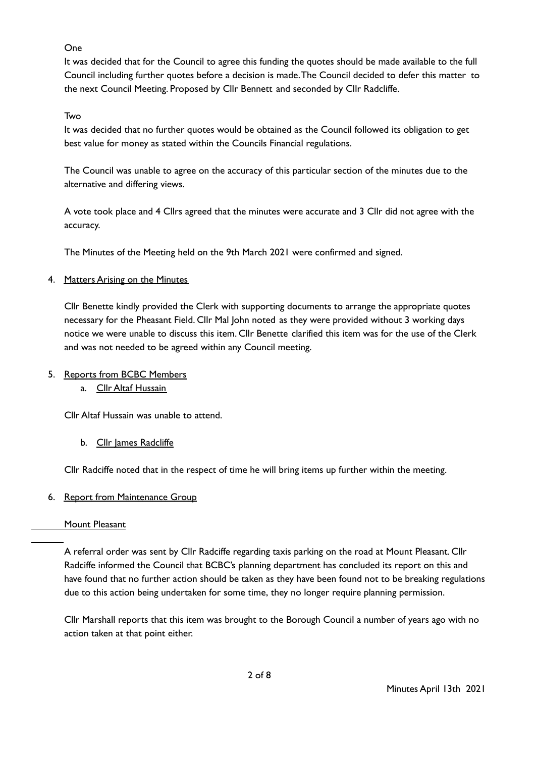One

It was decided that for the Council to agree this funding the quotes should be made available to the full Council including further quotes before a decision is made. The Council decided to defer this matter to the next Council Meeting. Proposed by Cllr Bennett and seconded by Cllr Radcliffe.

Two

It was decided that no further quotes would be obtained as the Council followed its obligation to get best value for money as stated within the Councils Financial regulations.

The Council was unable to agree on the accuracy of this particular section of the minutes due to the alternative and differing views.

A vote took place and 4 Cllrs agreed that the minutes were accurate and 3 Cllr did not agree with the accuracy.

The Minutes of the Meeting held on the 9th March 2021 were confirmed and signed.

4. Matters Arising on the Minutes

Cllr Benette kindly provided the Clerk with supporting documents to arrange the appropriate quotes necessary for the Pheasant Field. Cllr Mal John noted as they were provided without 3 working days notice we were unable to discuss this item. Cllr Benette clarified this item was for the use of the Clerk and was not needed to be agreed within any Council meeting.

5. Reports from BCBC Members

   a. Cllr Altaf Hussain

Cllr Altaf Hussain was unable to attend.

   b. Cllr James Radcliffe

Cllr Radcliffe noted that in the respect of time he will bring items up further within the meeting.

6. Report from Maintenance Group

Mount Pleasant

A referral order was sent by Cllr Radcliffe regarding taxis parking on the road at Mount Pleasant. Cllr Radcliffe informed the Council that BCBC's planning department has concluded its report on this and have found that no further action should be taken as they have been found not to be breaking regulations due to this action being undertaken for some time, they no longer require planning permission.

Cllr Marshall reports that this item was brought to the Borough Council a number of years ago with no action taken at that point either.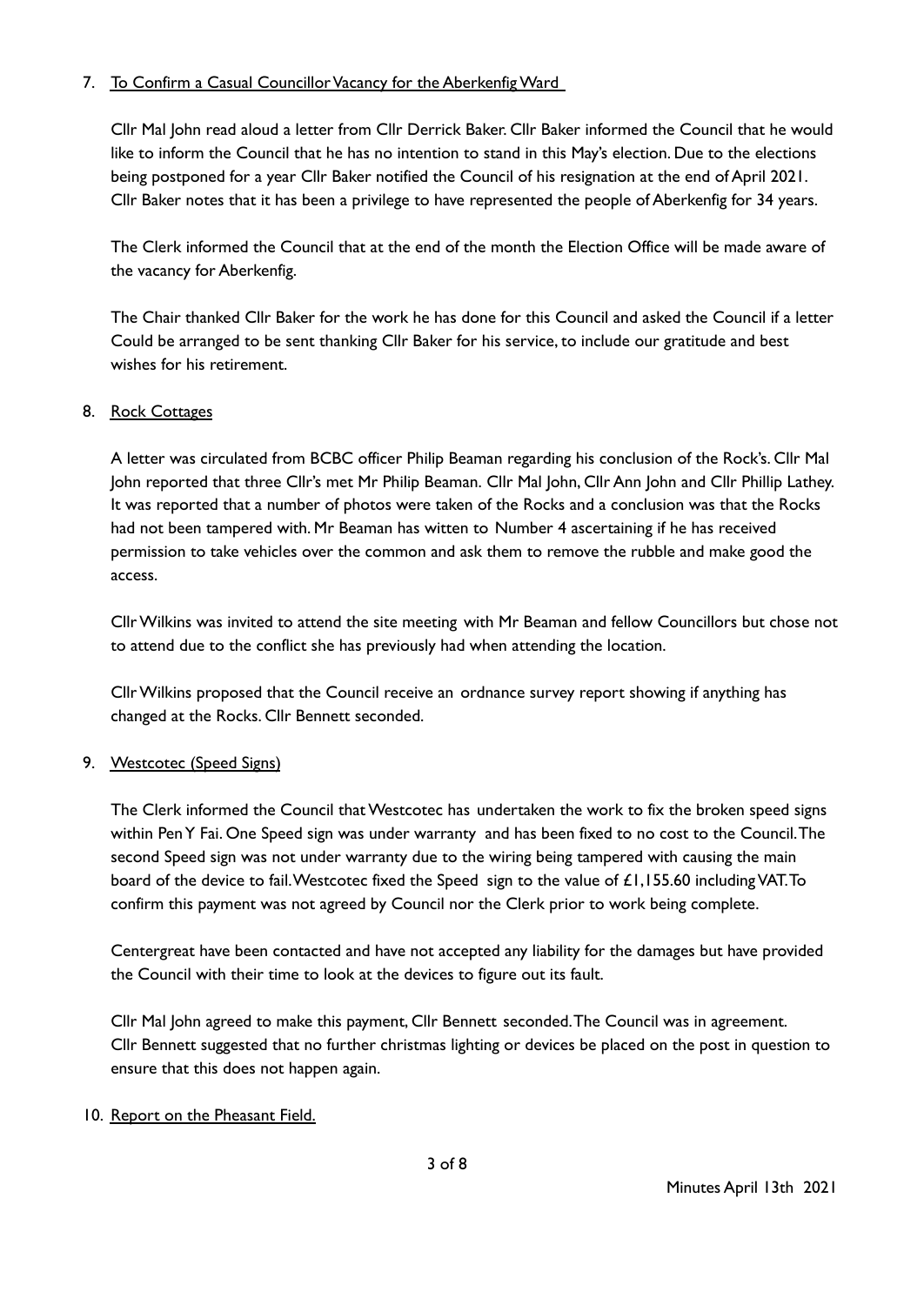7. <u>To Confirm a Casual Councillor Vacancy for the Aberkenfig Ward</u>

   Cllr Mal John read aloud a letter from Cllr Derrick Baker. Cllr Baker informed the Council that he would like to inform the Council that he has no intention to stand in this May's election. Due to the elections being postponed for a year Cllr Baker notified the Council of his resignation at the end of April 2021. Cllr Baker notes that it has been a privilege to have represented the people of Aberkenfig for 34 years.

   The Clerk informed the Council that at the end of the month the Election Office will be made aware of the vacancy for Aberkenfig.

   The Chair thanked Cllr Baker for the work he has done for this Council and asked the Council if a letter Could be arranged to be sent thanking Cllr Baker for his service, to include our gratitude and best wishes for his retirement.

8. <u>Rock Cottages</u>

   A letter was circulated from BCBC officer Philip Beaman regarding his conclusion of the Rock's. Cllr Mal John reported that three Cllr's met Mr Philip Beaman. Cllr Mal John, Cllr Ann John and Cllr Phillip Lathey. It was reported that a number of photos were taken of the Rocks and a conclusion was that the Rocks had not been tampered with. Mr Beaman has witten to Number 4 ascertaining if he has received permission to take vehicles over the common and ask them to remove the rubble and make good the access.

   Cllr Wilkins was invited to attend the site meeting with Mr Beaman and fellow Councillors but chose not to attend due to the conflict she has previously had when attending the location.

   Cllr Wilkins proposed that the Council receive an ordnance survey report showing if anything has changed at the Rocks. Cllr Bennett seconded.

9. <u>Westcotec (Speed Signs)</u>

   The Clerk informed the Council that Westcotec has undertaken the work to fix the broken speed signs within Pen Y Fai. One Speed sign was under warranty and has been fixed to no cost to the Council. The second Speed sign was not under warranty due to the wiring being tampered with causing the main board of the device to fail. Westcotec fixed the Speed sign to the value of £1,155.60 including VAT. To confirm this payment was not agreed by Council nor the Clerk prior to work being complete.

   Centergreat have been contacted and have not accepted any liability for the damages but have provided the Council with their time to look at the devices to figure out its fault.

   Cllr Mal John agreed to make this payment, Cllr Bennett seconded. The Council was in agreement. Cllr Bennett suggested that no further christmas lighting or devices be placed on the post in question to ensure that this does not happen again.

10. <u>Report on the Pheasant Field.</u>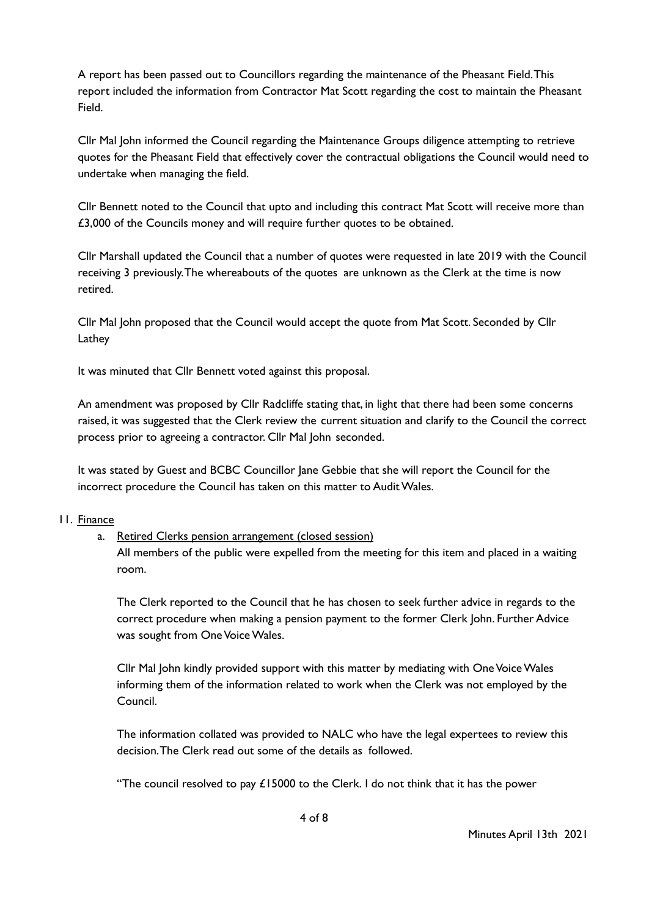A report has been passed out to Councillors regarding the maintenance of the Pheasant Field. This report included the information from Contractor Mat Scott regarding the cost to maintain the Pheasant Field.

Cllr Mal John informed the Council regarding the Maintenance Groups diligence attempting to retrieve quotes for the Pheasant Field that effectively cover the contractual obligations the Council would need to undertake when managing the field.

Cllr Bennett noted to the Council that upto and including this contract Mat Scott will receive more than £3,000 of the Councils money and will require further quotes to be obtained.

Cllr Marshall updated the Council that a number of quotes were requested in late 2019 with the Council receiving 3 previously. The whereabouts of the quotes are unknown as the Clerk at the time is now retired.

Cllr Mal John proposed that the Council would accept the quote from Mat Scott. Seconded by Cllr Lathey

It was minuted that Cllr Bennett voted against this proposal.

An amendment was proposed by Cllr Radcliffe stating that, in light that there had been some concerns raised, it was suggested that the Clerk review the current situation and clarify to the Council the correct process prior to agreeing a contractor. Cllr Mal John seconded.

It was stated by Guest and BCBC Councillor Jane Gebbie that she will report the Council for the incorrect procedure the Council has taken on this matter to Audit Wales.

11. <u>Finance</u>

    a. <u>Retired Clerks pension arrangement (closed session)</u>
    All members of the public were expelled from the meeting for this item and placed in a waiting room.

    The Clerk reported to the Council that he has chosen to seek further advice in regards to the correct procedure when making a pension payment to the former Clerk John. Further Advice was sought from One Voice Wales.

    Cllr Mal John kindly provided support with this matter by mediating with One Voice Wales informing them of the information related to work when the Clerk was not employed by the Council.

    The information collated was provided to NALC who have the legal expertees to review this decision. The Clerk read out some of the details as followed.

    "The council resolved to pay £15000 to the Clerk. I do not think that it has the power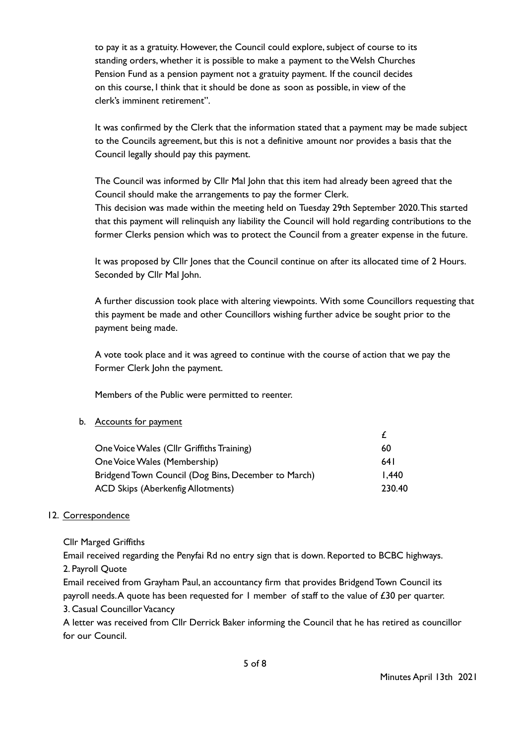to pay it as a gratuity. However, the Council could explore, subject of course to its standing orders, whether it is possible to make a payment to the Welsh Churches Pension Fund as a pension payment not a gratuity payment. If the council decides on this course, I think that it should be done as soon as possible, in view of the clerk's imminent retirement".

It was confirmed by the Clerk that the information stated that a payment may be made subject to the Councils agreement, but this is not a definitive amount nor provides a basis that the Council legally should pay this payment.

The Council was informed by Cllr Mal John that this item had already been agreed that the Council should make the arrangements to pay the former Clerk.
This decision was made within the meeting held on Tuesday 29th September 2020. This started that this payment will relinquish any liability the Council will hold regarding contributions to the former Clerks pension which was to protect the Council from a greater expense in the future.

It was proposed by Cllr Jones that the Council continue on after its allocated time of 2 Hours. Seconded by Cllr Mal John.

A further discussion took place with altering viewpoints. With some Councillors requesting that this payment be made and other Councillors wishing further advice be sought prior to the payment being made.

A vote took place and it was agreed to continue with the course of action that we pay the Former Clerk John the payment.

Members of the Public were permitted to reenter.

b. Accounts for payment

| | £ |
|---|---|
| One Voice Wales (Cllr Griffiths Training) | 60 |
| One Voice Wales (Membership) | 641 |
| Bridgend Town Council (Dog Bins, December to March) | 1,440 |
| ACD Skips (Aberkenfig Allotments) | 230.40 |

12. Correspondence

Cllr Marged Griffiths
Email received regarding the Penyfai Rd no entry sign that is down. Reported to BCBC highways.
2. Payroll Quote
Email received from Grayham Paul, an accountancy firm that provides Bridgend Town Council its payroll needs. A quote has been requested for 1 member of staff to the value of £30 per quarter.
3. Casual Councillor Vacancy
A letter was received from Cllr Derrick Baker informing the Council that he has retired as councillor for our Council.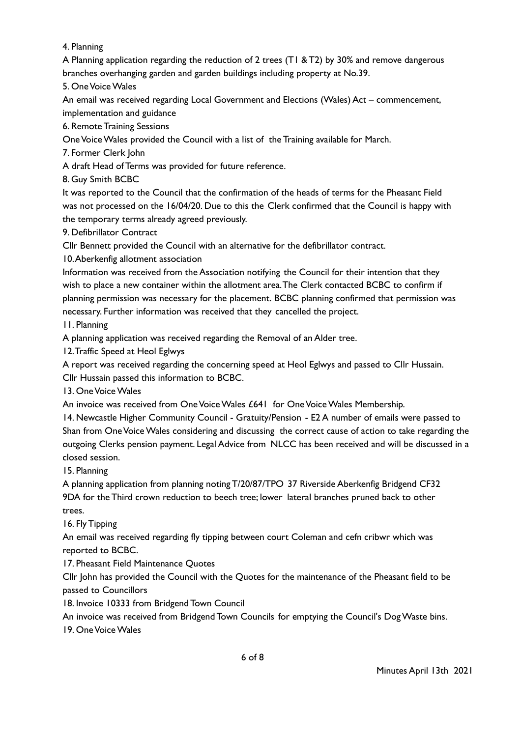4. Planning

A Planning application regarding the reduction of 2 trees (T1 & T2) by 30% and remove dangerous branches overhanging garden and garden buildings including property at No.39.

5. One Voice Wales

An email was received regarding Local Government and Elections (Wales) Act – commencement, implementation and guidance

6. Remote Training Sessions

One Voice Wales provided the Council with a list of the Training available for March.

7. Former Clerk John

A draft Head of Terms was provided for future reference.

8. Guy Smith BCBC

It was reported to the Council that the confirmation of the heads of terms for the Pheasant Field was not processed on the 16/04/20. Due to this the Clerk confirmed that the Council is happy with the temporary terms already agreed previously.

9. Defibrillator Contract

Cllr Bennett provided the Council with an alternative for the defibrillator contract.

10. Aberkenfig allotment association

Information was received from the Association notifying the Council for their intention that they wish to place a new container within the allotment area. The Clerk contacted BCBC to confirm if planning permission was necessary for the placement. BCBC planning confirmed that permission was necessary. Further information was received that they cancelled the project.

11. Planning

A planning application was received regarding the Removal of an Alder tree.

12. Traffic Speed at Heol Eglwys

A report was received regarding the concerning speed at Heol Eglwys and passed to Cllr Hussain. Cllr Hussain passed this information to BCBC.

13. One Voice Wales

An invoice was received from One Voice Wales £641 for One Voice Wales Membership.

14. Newcastle Higher Community Council - Gratuity/Pension - E2 A number of emails were passed to Shan from One Voice Wales considering and discussing the correct cause of action to take regarding the outgoing Clerks pension payment. Legal Advice from NLCC has been received and will be discussed in a closed session.

15. Planning

A planning application from planning noting T/20/87/TPO 37 Riverside Aberkenfig Bridgend CF32 9DA for the Third crown reduction to beech tree; lower lateral branches pruned back to other trees.

16. Fly Tipping

An email was received regarding fly tipping between court Coleman and cefn cribwr which was reported to BCBC.

17. Pheasant Field Maintenance Quotes

Cllr John has provided the Council with the Quotes for the maintenance of the Pheasant field to be passed to Councillors

18. Invoice 10333 from Bridgend Town Council

An invoice was received from Bridgend Town Councils for emptying the Council's Dog Waste bins.

19. One Voice Wales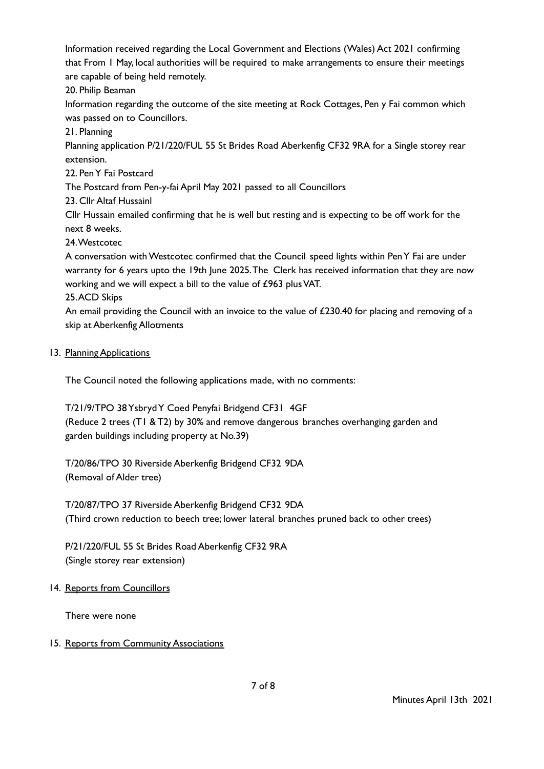Information received regarding the Local Government and Elections (Wales) Act 2021 confirming that From 1 May, local authorities will be required to make arrangements to ensure their meetings are capable of being held remotely.

20. Philip Beaman

Information regarding the outcome of the site meeting at Rock Cottages, Pen y Fai common which was passed on to Councillors.

21. Planning

Planning application P/21/220/FUL 55 St Brides Road Aberkenfig CF32 9RA for a Single storey rear extension.

22. Pen Y Fai Postcard

The Postcard from Pen-y-fai April May 2021 passed to all Councillors

23. Cllr Altaf Hussainl

Cllr Hussain emailed confirming that he is well but resting and is expecting to be off work for the next 8 weeks.

24. Westcotec

A conversation with Westcotec confirmed that the Council speed lights within Pen Y Fai are under warranty for 6 years upto the 19th June 2025. The Clerk has received information that they are now working and we will expect a bill to the value of £963 plus VAT.

25. ACD Skips

An email providing the Council with an invoice to the value of £230.40 for placing and removing of a skip at Aberkenfig Allotments

13. <u>Planning Applications</u>

The Council noted the following applications made, with no comments:

T/21/9/TPO 38 Ysbryd Y Coed Penyfai Bridgend CF31 4GF
(Reduce 2 trees (T1 & T2) by 30% and remove dangerous branches overhanging garden and garden buildings including property at No.39)

T/20/86/TPO 30 Riverside Aberkenfig Bridgend CF32 9DA
(Removal of Alder tree)

T/20/87/TPO 37 Riverside Aberkenfig Bridgend CF32 9DA
(Third crown reduction to beech tree; lower lateral branches pruned back to other trees)

P/21/220/FUL 55 St Brides Road Aberkenfig CF32 9RA
(Single storey rear extension)

14. <u>Reports from Councillors</u>

There were none

15. <u>Reports from Community Associations</u>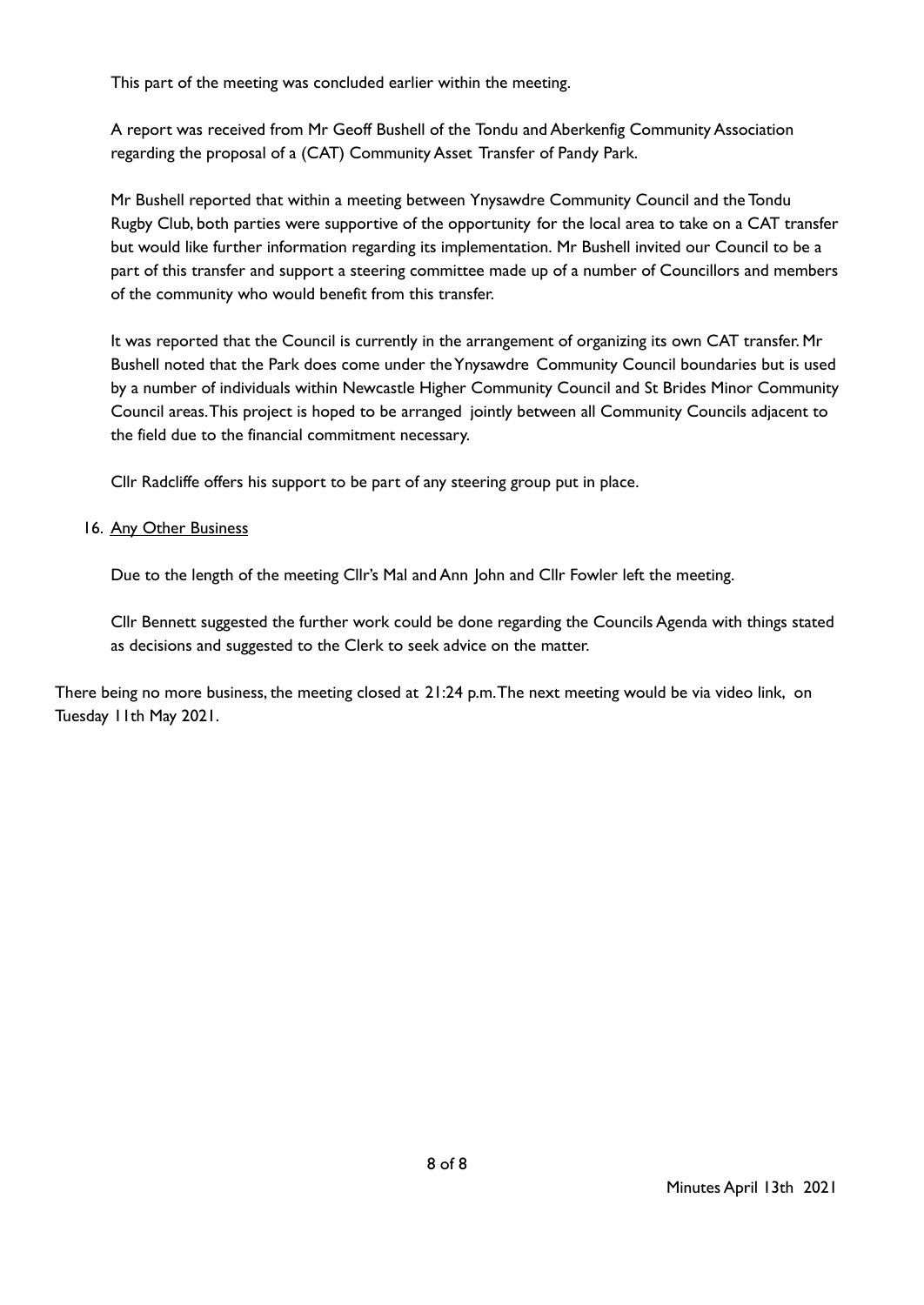This part of the meeting was concluded earlier within the meeting.

A report was received from Mr Geoff Bushell of the Tondu and Aberkenfig Community Association regarding the proposal of a (CAT) Community Asset Transfer of Pandy Park.

Mr Bushell reported that within a meeting between Ynysawdre Community Council and the Tondu Rugby Club, both parties were supportive of the opportunity for the local area to take on a CAT transfer but would like further information regarding its implementation. Mr Bushell invited our Council to be a part of this transfer and support a steering committee made up of a number of Councillors and members of the community who would benefit from this transfer.

It was reported that the Council is currently in the arrangement of organizing its own CAT transfer. Mr Bushell noted that the Park does come under the Ynysawdre Community Council boundaries but is used by a number of individuals within Newcastle Higher Community Council and St Brides Minor Community Council areas. This project is hoped to be arranged jointly between all Community Councils adjacent to the field due to the financial commitment necessary.

Cllr Radcliffe offers his support to be part of any steering group put in place.

16. <u>Any Other Business</u>

Due to the length of the meeting Cllr's Mal and Ann John and Cllr Fowler left the meeting.

Cllr Bennett suggested the further work could be done regarding the Councils Agenda with things stated as decisions and suggested to the Clerk to seek advice on the matter.

There being no more business, the meeting closed at 21:24 p.m. The next meeting would be via video link, on Tuesday 11th May 2021.